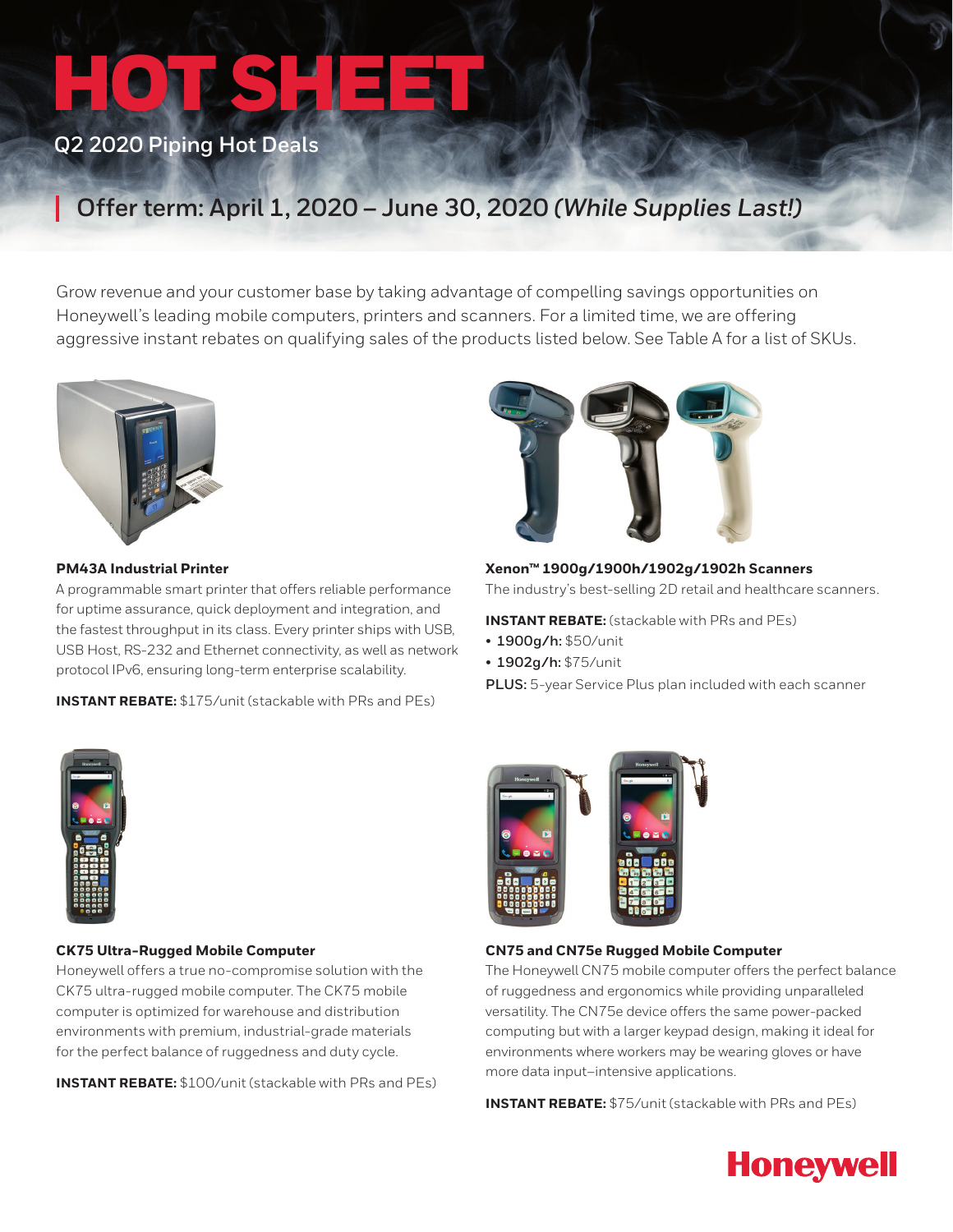# HOT SHEET

**Q2 2020 Piping Hot Deals**

## Offer term: April 1, 2020 – June 30, 2020 *(While Supplies Last!)*

Grow revenue and your customer base by taking advantage of compelling savings opportunities on Honeywell's leading mobile computers, printers and scanners. For a limited time, we are offering aggressive instant rebates on qualifying sales of the products listed below. See Table A for a list of SKUs.

### PM43A Industrial Printer

A programmable smart printer that offers reliable performance for uptime assurance, quick deployment and integration, and the fastest throughput in its class. Every printer ships with USB, USB Host, RS-232 and Ethernet connectivity, as well as network protocol IPv6, ensuring long-term enterprise scalability.

**INSTANT REBATE:** $175/unit (stackable with PRs and PEs)

### Xenon™ 1900g/1900h/1902g/1902h Scanners

The industry's best-selling 2D retail and healthcare scanners.

**INSTANT REBATE:** (stackable with PRs and PEs)

- **1900g/h:** $50/unit
- **1902g/h:** $75/unit

**PLUS:** 5-year Service Plus plan included with each scanner

### CK75 Ultra-Rugged Mobile Computer

Honeywell offers a true no-compromise solution with the CK75 ultra-rugged mobile computer. The CK75 mobile computer is optimized for warehouse and distribution environments with premium, industrial-grade materials for the perfect balance of ruggedness and duty cycle.

**INSTANT REBATE:** $100/unit (stackable with PRs and PEs)

### CN75 and CN75e Rugged Mobile Computer

The Honeywell CN75 mobile computer offers the perfect balance of ruggedness and ergonomics while providing unparalleled versatility. The CN75e device offers the same power-packed computing but with a larger keypad design, making it ideal for environments where workers may be wearing gloves or have more data input–intensive applications.

**INSTANT REBATE:** $75/unit (stackable with PRs and PEs)

Honeywell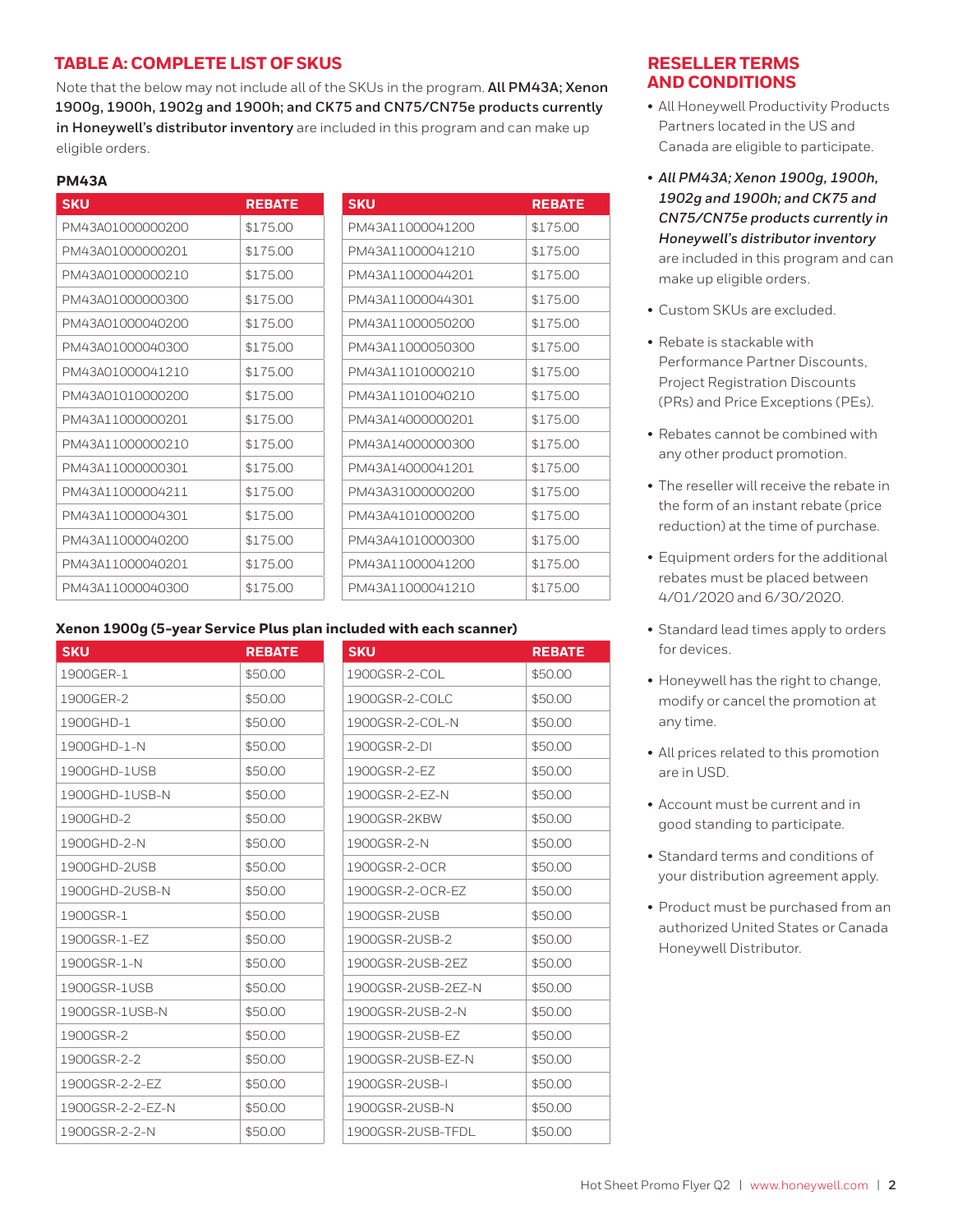## TABLE A: COMPLETE LIST OF SKUS

Note that the below may not include all of the SKUs in the program. **All PM43A; Xenon 1900g, 1900h, 1902g and 1900h; and CK75 and CN75/CN75e products currently in Honeywell's distributor inventory** are included in this program and can make up eligible orders.

### PM43A

| SKU | REBATE |
|---|---|
| PM43A01000000200 | $175.00 |
| PM43A01000000201 | $175.00 |
| PM43A01000000210 | $175.00 |
| PM43A01000000300 | $175.00 |
| PM43A01000040200 | $175.00 |
| PM43A01000040300 | $175.00 |
| PM43A01000041210 | $175.00 |
| PM43A01010000200 | $175.00 |
| PM43A11000000201 | $175.00 |
| PM43A11000000210 | $175.00 |
| PM43A11000000301 | $175.00 |
| PM43A11000004211 | $175.00 |
| PM43A11000004301 | $175.00 |
| PM43A11000040200 | $175.00 |
| PM43A11000040201 | $175.00 |
| PM43A11000040300 | $175.00 |

| SKU | REBATE |
|---|---|
| PM43A11000041200 | $175.00 |
| PM43A11000041210 | $175.00 |
| PM43A11000044201 | $175.00 |
| PM43A11000044301 | $175.00 |
| PM43A11000050200 | $175.00 |
| PM43A11000050300 | $175.00 |
| PM43A11010000210 | $175.00 |
| PM43A11010040210 | $175.00 |
| PM43A14000000201 | $175.00 |
| PM43A14000000300 | $175.00 |
| PM43A14000041201 | $175.00 |
| PM43A31000000200 | $175.00 |
| PM43A41010000200 | $175.00 |
| PM43A41010000300 | $175.00 |
| PM43A11000041200 | $175.00 |
| PM43A11000041210 | $175.00 |

### Xenon 1900g (5-year Service Plus plan included with each scanner)

| SKU | REBATE |
|---|---|
| 1900GER-1 | $50.00 |
| 1900GER-2 | $50.00 |
| 1900GHD-1 | $50.00 |
| 1900GHD-1-N | $50.00 |
| 1900GHD-1USB | $50.00 |
| 1900GHD-1USB-N | $50.00 |
| 1900GHD-2 | $50.00 |
| 1900GHD-2-N | $50.00 |
| 1900GHD-2USB | $50.00 |
| 1900GHD-2USB-N | $50.00 |
| 1900GSR-1 | $50.00 |
| 1900GSR-1-EZ | $50.00 |
| 1900GSR-1-N | $50.00 |
| 1900GSR-1USB | $50.00 |
| 1900GSR-1USB-N | $50.00 |
| 1900GSR-2 | $50.00 |
| 1900GSR-2-2 | $50.00 |
| 1900GSR-2-2-EZ | $50.00 |
| 1900GSR-2-2-EZ-N | $50.00 |
| 1900GSR-2-2-N | $50.00 |

| SKU | REBATE |
|---|---|
| 1900GSR-2-COL | $50.00 |
| 1900GSR-2-COLC | $50.00 |
| 1900GSR-2-COL-N | $50.00 |
| 1900GSR-2-DI | $50.00 |
| 1900GSR-2-EZ | $50.00 |
| 1900GSR-2-EZ-N | $50.00 |
| 1900GSR-2KBW | $50.00 |
| 1900GSR-2-N | $50.00 |
| 1900GSR-2-OCR | $50.00 |
| 1900GSR-2-OCR-EZ | $50.00 |
| 1900GSR-2USB | $50.00 |
| 1900GSR-2USB-2 | $50.00 |
| 1900GSR-2USB-2EZ | $50.00 |
| 1900GSR-2USB-2EZ-N | $50.00 |
| 1900GSR-2USB-2-N | $50.00 |
| 1900GSR-2USB-EZ | $50.00 |
| 1900GSR-2USB-EZ-N | $50.00 |
| 1900GSR-2USB-I | $50.00 |
| 1900GSR-2USB-N | $50.00 |
| 1900GSR-2USB-TFDL | $50.00 |

## RESELLER TERMS AND CONDITIONS

- All Honeywell Productivity Products Partners located in the US and Canada are eligible to participate.
- ***All PM43A; Xenon 1900g, 1900h, 1902g and 1900h; and CK75 and CN75/CN75e products currently in Honeywell's distributor inventory*** are included in this program and can make up eligible orders.
- Custom SKUs are excluded.
- Rebate is stackable with Performance Partner Discounts, Project Registration Discounts (PRs) and Price Exceptions (PEs).
- Rebates cannot be combined with any other product promotion.
- The reseller will receive the rebate in the form of an instant rebate (price reduction) at the time of purchase.
- Equipment orders for the additional rebates must be placed between 4/01/2020 and 6/30/2020.
- Standard lead times apply to orders for devices.
- Honeywell has the right to change, modify or cancel the promotion at any time.
- All prices related to this promotion are in USD.
- Account must be current and in good standing to participate.
- Standard terms and conditions of your distribution agreement apply.
- Product must be purchased from an authorized United States or Canada Honeywell Distributor.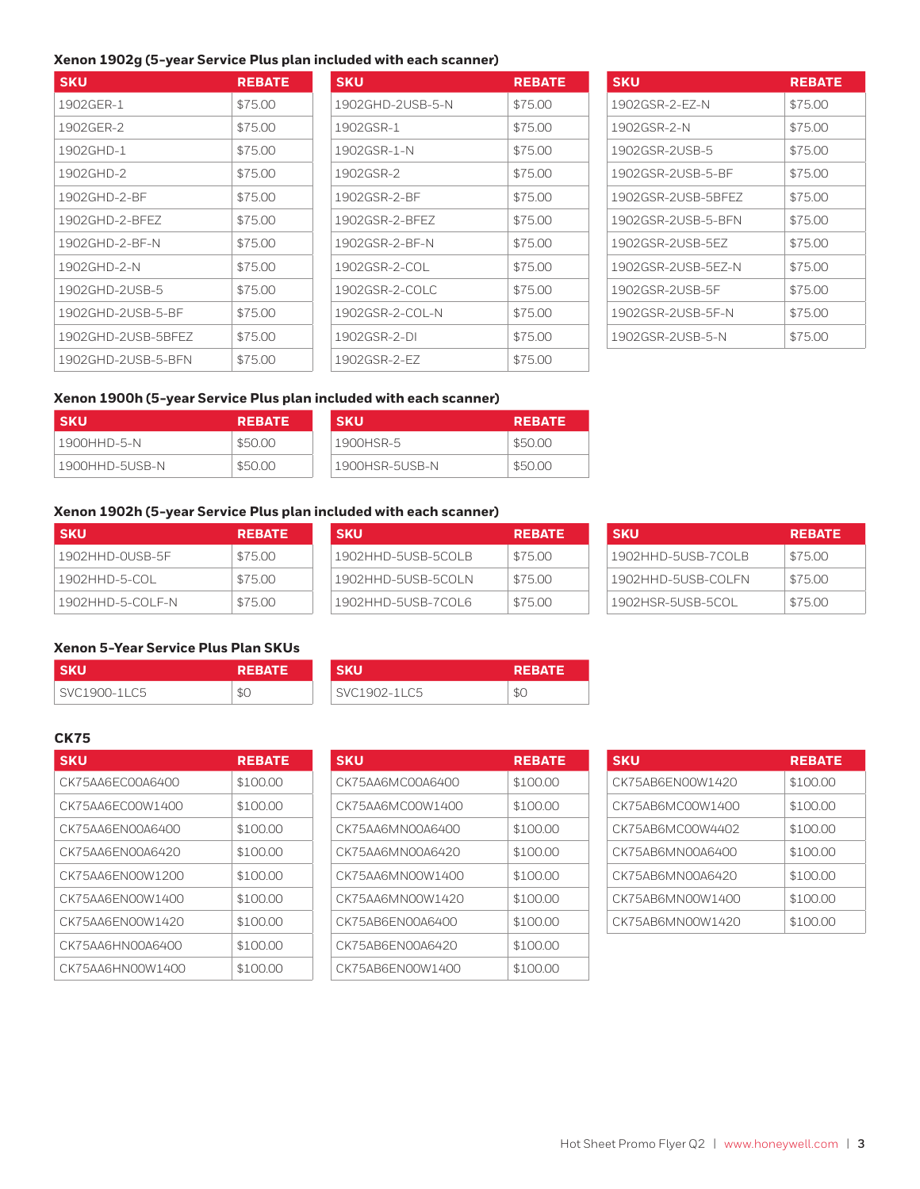### Xenon 1902g (5-year Service Plus plan included with each scanner)

| SKU | REBATE |
|---|---|
| 1902GER-1 | $75.00 |
| 1902GER-2 | $75.00 |
| 1902GHD-1 | $75.00 |
| 1902GHD-2 | $75.00 |
| 1902GHD-2-BF | $75.00 |
| 1902GHD-2-BFEZ | $75.00 |
| 1902GHD-2-BF-N | $75.00 |
| 1902GHD-2-N | $75.00 |
| 1902GHD-2USB-5 | $75.00 |
| 1902GHD-2USB-5-BF | $75.00 |
| 1902GHD-2USB-5BFEZ | $75.00 |
| 1902GHD-2USB-5-BFN | $75.00 |
| 1902GHD-2USB-5-N | $75.00 |
| 1902GSR-1 | $75.00 |
| 1902GSR-1-N | $75.00 |
| 1902GSR-2 | $75.00 |
| 1902GSR-2-BF | $75.00 |
| 1902GSR-2-BFEZ | $75.00 |
| 1902GSR-2-BF-N | $75.00 |
| 1902GSR-2-COL | $75.00 |
| 1902GSR-2-COLC | $75.00 |
| 1902GSR-2-COL-N | $75.00 |
| 1902GSR-2-DI | $75.00 |
| 1902GSR-2-EZ | $75.00 |
| 1902GSR-2-EZ-N | $75.00 |
| 1902GSR-2-N | $75.00 |
| 1902GSR-2USB-5 | $75.00 |
| 1902GSR-2USB-5-BF | $75.00 |
| 1902GSR-2USB-5BFEZ | $75.00 |
| 1902GSR-2USB-5-BFN | $75.00 |
| 1902GSR-2USB-5EZ | $75.00 |
| 1902GSR-2USB-5EZ-N | $75.00 |
| 1902GSR-2USB-5F | $75.00 |
| 1902GSR-2USB-5F-N | $75.00 |
| 1902GSR-2USB-5-N | $75.00 |

### Xenon 1900h (5-year Service Plus plan included with each scanner)

| SKU | REBATE |
|---|---|
| 1900HHD-5-N | $50.00 |
| 1900HHD-5USB-N | $50.00 |
| 1900HSR-5 | $50.00 |
| 1900HSR-5USB-N | $50.00 |

### Xenon 1902h (5-year Service Plus plan included with each scanner)

| SKU | REBATE |
|---|---|
| 1902HHD-0USB-5F | $75.00 |
| 1902HHD-5-COL | $75.00 |
| 1902HHD-5-COLF-N | $75.00 |
| 1902HHD-5USB-5COLB | $75.00 |
| 1902HHD-5USB-5COLN | $75.00 |
| 1902HHD-5USB-7COL6 | $75.00 |
| 1902HHD-5USB-7COLB | $75.00 |
| 1902HHD-5USB-COLFN | $75.00 |
| 1902HSR-5USB-5COL | $75.00 |

### Xenon 5-Year Service Plus Plan SKUs

| SKU | REBATE |
|---|---|
| SVC1900-1LC5 | $0 |
| SVC1902-1LC5 | $0 |

### CK75

| SKU | REBATE |
|---|---|
| CK75AA6EC00A6400 | $100.00 |
| CK75AA6EC00W1400 | $100.00 |
| CK75AA6EN00A6400 | $100.00 |
| CK75AA6EN00A6420 | $100.00 |
| CK75AA6EN00W1200 | $100.00 |
| CK75AA6EN00W1400 | $100.00 |
| CK75AA6EN00W1420 | $100.00 |
| CK75AA6HN00A6400 | $100.00 |
| CK75AA6HN00W1400 | $100.00 |
| CK75AA6MC00A6400 | $100.00 |
| CK75AA6MC00W1400 | $100.00 |
| CK75AA6MN00A6400 | $100.00 |
| CK75AA6MN00A6420 | $100.00 |
| CK75AA6MN00W1400 | $100.00 |
| CK75AA6MN00W1420 | $100.00 |
| CK75AB6EN00A6400 | $100.00 |
| CK75AB6EN00A6420 | $100.00 |
| CK75AB6EN00W1400 | $100.00 |
| CK75AB6EN00W1420 | $100.00 |
| CK75AB6MC00W1400 | $100.00 |
| CK75AB6MC00W4402 | $100.00 |
| CK75AB6MN00A6400 | $100.00 |
| CK75AB6MN00A6420 | $100.00 |
| CK75AB6MN00W1400 | $100.00 |
| CK75AB6MN00W1420 | $100.00 |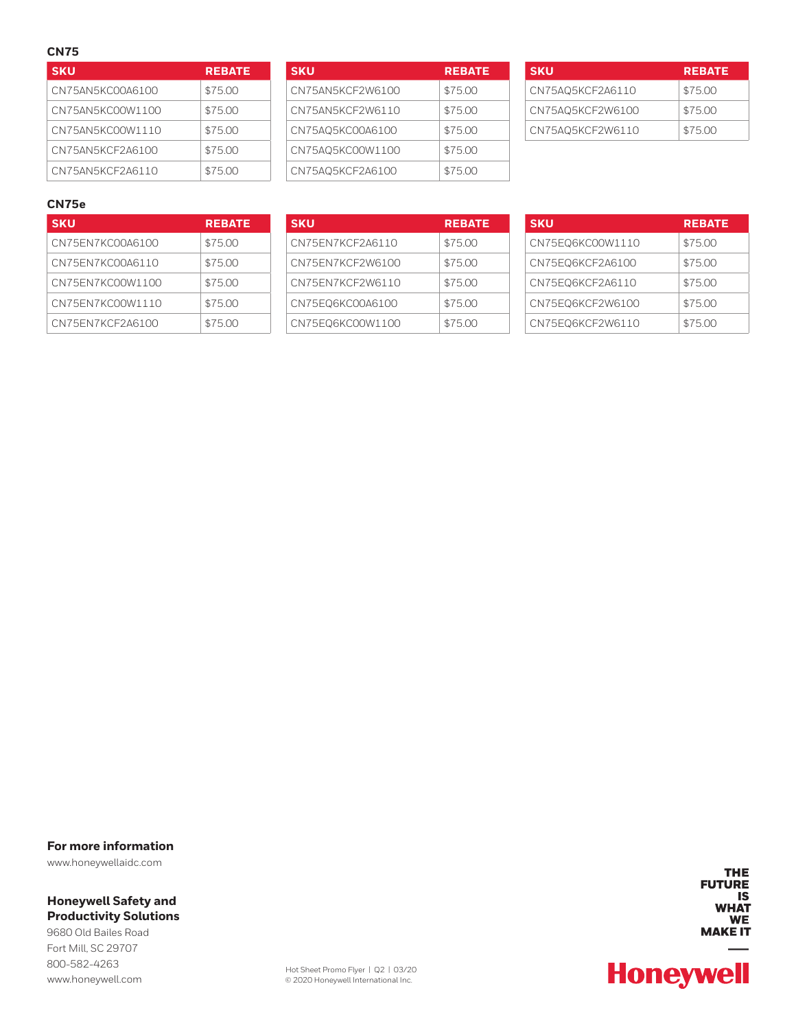**CN75**

| SKU | REBATE |
|---|---|
| CN75AN5KC00A6100 | $75.00 |
| CN75AN5KC00W1100 | $75.00 |
| CN75AN5KC00W1110 | $75.00 |
| CN75AN5KCF2A6100 | $75.00 |
| CN75AN5KCF2A6110 | $75.00 |

| SKU | REBATE |
|---|---|
| CN75AN5KCF2W6100 | $75.00 |
| CN75AN5KCF2W6110 | $75.00 |
| CN75AQ5KC00A6100 | $75.00 |
| CN75AQ5KC00W1100 | $75.00 |
| CN75AQ5KCF2A6100 | $75.00 |

| SKU | REBATE |
|---|---|
| CN75AQ5KCF2A6110 | $75.00 |
| CN75AQ5KCF2W6100 | $75.00 |
| CN75AQ5KCF2W6110 | $75.00 |

**CN75e**

| SKU | REBATE |
|---|---|
| CN75EN7KC00A6100 | $75.00 |
| CN75EN7KC00A6110 | $75.00 |
| CN75EN7KC00W1100 | $75.00 |
| CN75EN7KC00W1110 | $75.00 |
| CN75EN7KCF2A6100 | $75.00 |

| SKU | REBATE |
|---|---|
| CN75EN7KCF2A6110 | $75.00 |
| CN75EN7KCF2W6100 | $75.00 |
| CN75EN7KCF2W6110 | $75.00 |
| CN75EQ6KC00A6100 | $75.00 |
| CN75EQ6KC00W1100 | $75.00 |

| SKU | REBATE |
|---|---|
| CN75EQ6KC00W1110 | $75.00 |
| CN75EQ6KCF2A6100 | $75.00 |
| CN75EQ6KCF2A6110 | $75.00 |
| CN75EQ6KCF2W6100 | $75.00 |
| CN75EQ6KCF2W6110 | $75.00 |

**For more information**

www.honeywellaidc.com

**Honeywell Safety and Productivity Solutions**

9680 Old Bailes Road
Fort Mill, SC 29707
800-582-4263
www.honeywell.com

Hot Sheet Promo Flyer | Q2 | 03/20
© 2020 Honeywell International Inc.

THE FUTURE IS WHAT WE MAKE IT

Honeywell